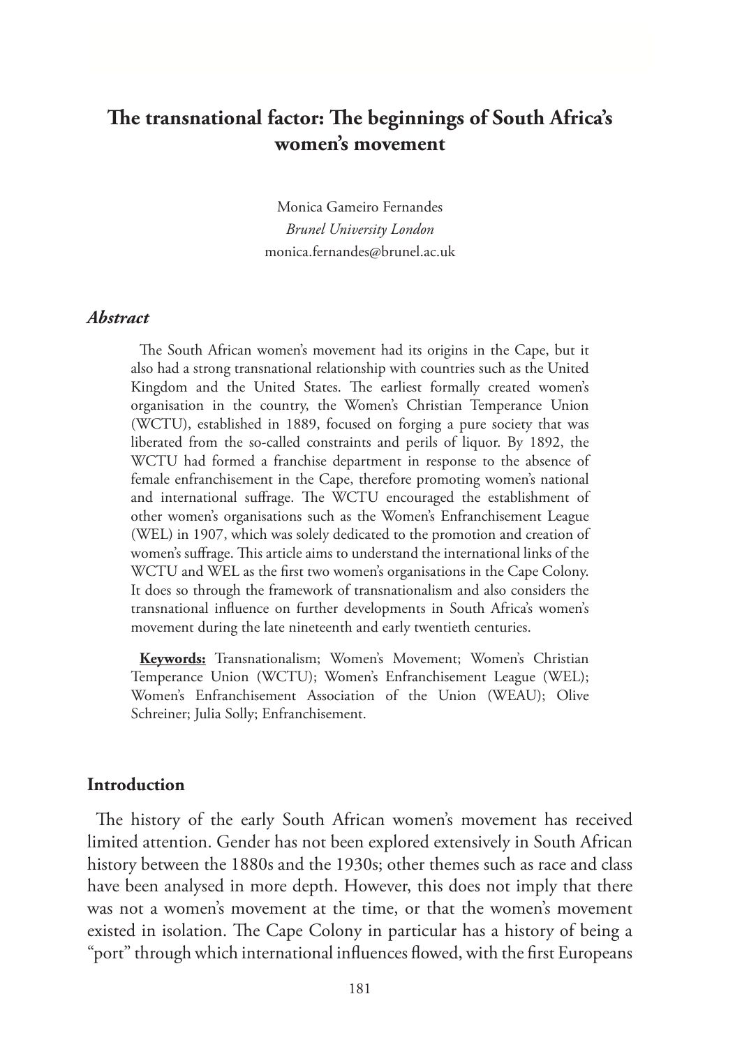# The transnational factor: The beginnings of South Africa's women's movement

Monica Gameiro Fernandes
*Brunel University London*
monica.fernandes@brunel.ac.uk

### *Abstract*

The South African women's movement had its origins in the Cape, but it also had a strong transnational relationship with countries such as the United Kingdom and the United States. The earliest formally created women's organisation in the country, the Women's Christian Temperance Union (WCTU), established in 1889, focused on forging a pure society that was liberated from the so-called constraints and perils of liquor. By 1892, the WCTU had formed a franchise department in response to the absence of female enfranchisement in the Cape, therefore promoting women's national and international suffrage. The WCTU encouraged the establishment of other women's organisations such as the Women's Enfranchisement League (WEL) in 1907, which was solely dedicated to the promotion and creation of women's suffrage. This article aims to understand the international links of the WCTU and WEL as the first two women's organisations in the Cape Colony. It does so through the framework of transnationalism and also considers the transnational influence on further developments in South Africa's women's movement during the late nineteenth and early twentieth centuries.

**Keywords:** Transnationalism; Women's Movement; Women's Christian Temperance Union (WCTU); Women's Enfranchisement League (WEL); Women's Enfranchisement Association of the Union (WEAU); Olive Schreiner; Julia Solly; Enfranchisement.

## Introduction

The history of the early South African women's movement has received limited attention. Gender has not been explored extensively in South African history between the 1880s and the 1930s; other themes such as race and class have been analysed in more depth. However, this does not imply that there was not a women's movement at the time, or that the women's movement existed in isolation. The Cape Colony in particular has a history of being a "port" through which international influences flowed, with the first Europeans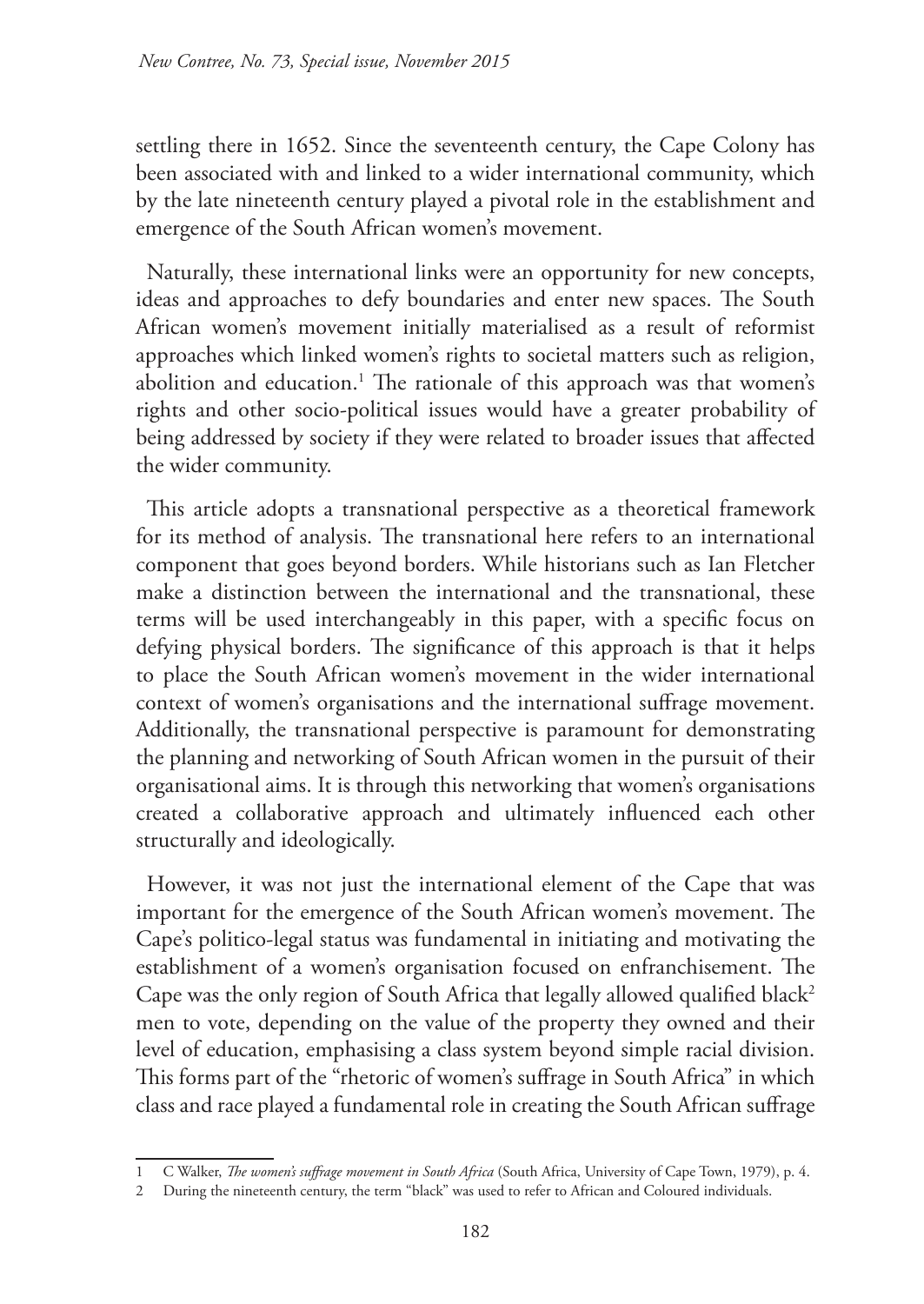settling there in 1652. Since the seventeenth century, the Cape Colony has been associated with and linked to a wider international community, which by the late nineteenth century played a pivotal role in the establishment and emergence of the South African women's movement.

Naturally, these international links were an opportunity for new concepts, ideas and approaches to defy boundaries and enter new spaces. The South African women's movement initially materialised as a result of reformist approaches which linked women's rights to societal matters such as religion, abolition and education.[1] The rationale of this approach was that women's rights and other socio-political issues would have a greater probability of being addressed by society if they were related to broader issues that affected the wider community.

This article adopts a transnational perspective as a theoretical framework for its method of analysis. The transnational here refers to an international component that goes beyond borders. While historians such as Ian Fletcher make a distinction between the international and the transnational, these terms will be used interchangeably in this paper, with a specific focus on defying physical borders. The significance of this approach is that it helps to place the South African women's movement in the wider international context of women's organisations and the international suffrage movement. Additionally, the transnational perspective is paramount for demonstrating the planning and networking of South African women in the pursuit of their organisational aims. It is through this networking that women's organisations created a collaborative approach and ultimately influenced each other structurally and ideologically.

However, it was not just the international element of the Cape that was important for the emergence of the South African women's movement. The Cape's politico-legal status was fundamental in initiating and motivating the establishment of a women's organisation focused on enfranchisement. The Cape was the only region of South Africa that legally allowed qualified black[2] men to vote, depending on the value of the property they owned and their level of education, emphasising a class system beyond simple racial division. This forms part of the "rhetoric of women's suffrage in South Africa" in which class and race played a fundamental role in creating the South African suffrage

---

1 C Walker, *The women's suffrage movement in South Africa* (South Africa, University of Cape Town, 1979), p. 4.

2 During the nineteenth century, the term "black" was used to refer to African and Coloured individuals.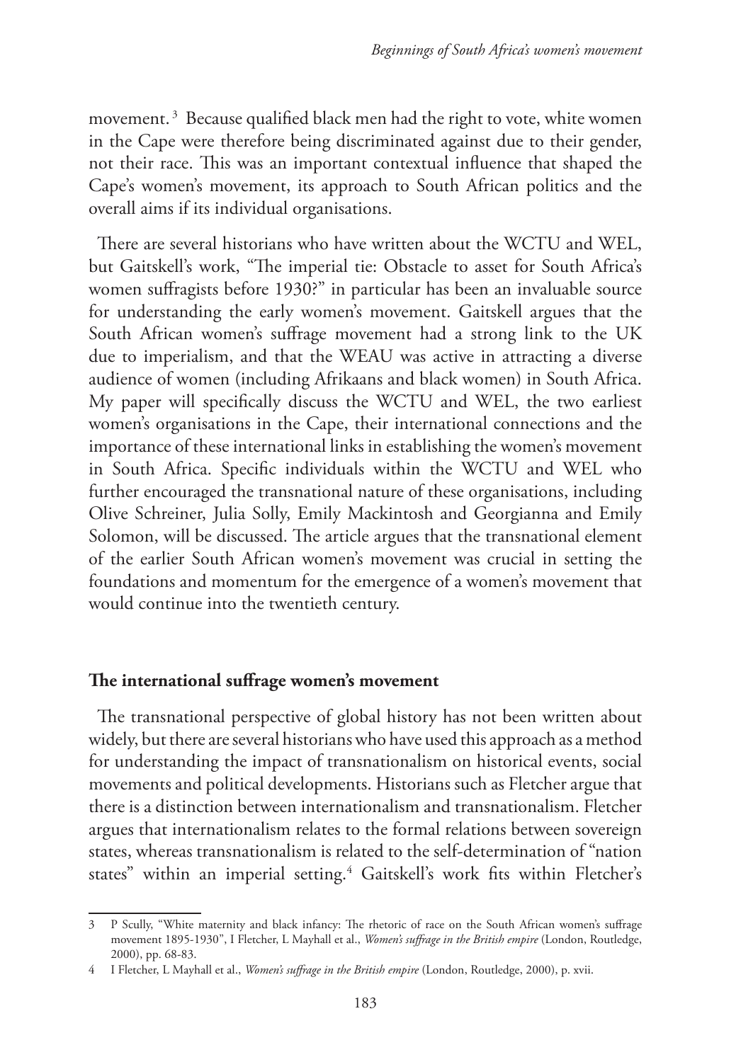movement. [3] Because qualified black men had the right to vote, white women in the Cape were therefore being discriminated against due to their gender, not their race. This was an important contextual influence that shaped the Cape's women's movement, its approach to South African politics and the overall aims if its individual organisations.

There are several historians who have written about the WCTU and WEL, but Gaitskell's work, "The imperial tie: Obstacle to asset for South Africa's women suffragists before 1930?" in particular has been an invaluable source for understanding the early women's movement. Gaitskell argues that the South African women's suffrage movement had a strong link to the UK due to imperialism, and that the WEAU was active in attracting a diverse audience of women (including Afrikaans and black women) in South Africa. My paper will specifically discuss the WCTU and WEL, the two earliest women's organisations in the Cape, their international connections and the importance of these international links in establishing the women's movement in South Africa. Specific individuals within the WCTU and WEL who further encouraged the transnational nature of these organisations, including Olive Schreiner, Julia Solly, Emily Mackintosh and Georgianna and Emily Solomon, will be discussed. The article argues that the transnational element of the earlier South African women's movement was crucial in setting the foundations and momentum for the emergence of a women's movement that would continue into the twentieth century.

## The international suffrage women's movement

The transnational perspective of global history has not been written about widely, but there are several historians who have used this approach as a method for understanding the impact of transnationalism on historical events, social movements and political developments. Historians such as Fletcher argue that there is a distinction between internationalism and transnationalism. Fletcher argues that internationalism relates to the formal relations between sovereign states, whereas transnationalism is related to the self-determination of "nation states" within an imperial setting.[4] Gaitskell's work fits within Fletcher's

---

3 P Scully, "White maternity and black infancy: The rhetoric of race on the South African women's suffrage movement 1895-1930", I Fletcher, L Mayhall et al., *Women's suffrage in the British empire* (London, Routledge, 2000), pp. 68-83.

4 I Fletcher, L Mayhall et al., *Women's suffrage in the British empire* (London, Routledge, 2000), p. xvii.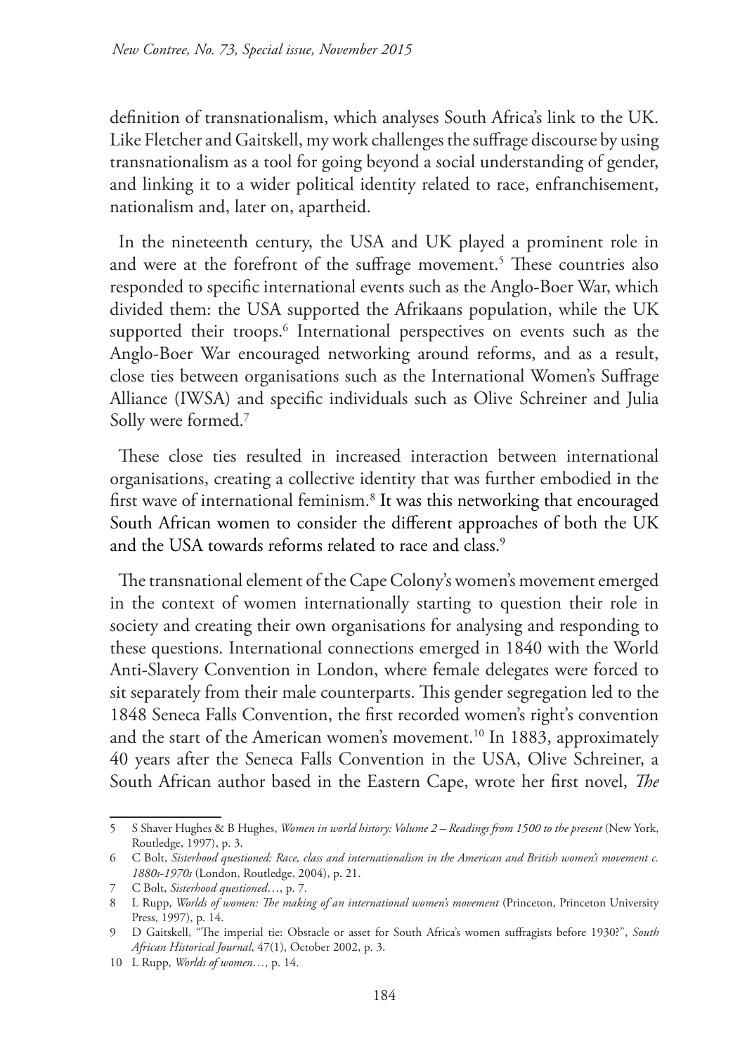definition of transnationalism, which analyses South Africa's link to the UK. Like Fletcher and Gaitskell, my work challenges the suffrage discourse by using transnationalism as a tool for going beyond a social understanding of gender, and linking it to a wider political identity related to race, enfranchisement, nationalism and, later on, apartheid.

In the nineteenth century, the USA and UK played a prominent role in and were at the forefront of the suffrage movement.[5] These countries also responded to specific international events such as the Anglo-Boer War, which divided them: the USA supported the Afrikaans population, while the UK supported their troops.[6] International perspectives on events such as the Anglo-Boer War encouraged networking around reforms, and as a result, close ties between organisations such as the International Women's Suffrage Alliance (IWSA) and specific individuals such as Olive Schreiner and Julia Solly were formed.[7]

These close ties resulted in increased interaction between international organisations, creating a collective identity that was further embodied in the first wave of international feminism.[8] It was this networking that encouraged South African women to consider the different approaches of both the UK and the USA towards reforms related to race and class.[9]

The transnational element of the Cape Colony's women's movement emerged in the context of women internationally starting to question their role in society and creating their own organisations for analysing and responding to these questions. International connections emerged in 1840 with the World Anti-Slavery Convention in London, where female delegates were forced to sit separately from their male counterparts. This gender segregation led to the 1848 Seneca Falls Convention, the first recorded women's right's convention and the start of the American women's movement.[10] In 1883, approximately 40 years after the Seneca Falls Convention in the USA, Olive Schreiner, a South African author based in the Eastern Cape, wrote her first novel, *The*

---

5 S Shaver Hughes & B Hughes, *Women in world history: Volume 2 – Readings from 1500 to the present* (New York, Routledge, 1997), p. 3.

6 C Bolt, *Sisterhood questioned: Race, class and internationalism in the American and British women's movement c. 1880s-1970s* (London, Routledge, 2004), p. 21.

7 C Bolt, *Sisterhood questioned*…, p. 7.

8 L Rupp, *Worlds of women: The making of an international women's movement* (Princeton, Princeton University Press, 1997), p. 14.

9 D Gaitskell, "The imperial tie: Obstacle or asset for South Africa's women suffragists before 1930?", *South African Historical Journal*, 47(1), October 2002, p. 3.

10 L Rupp, *Worlds of women…,* p. 14.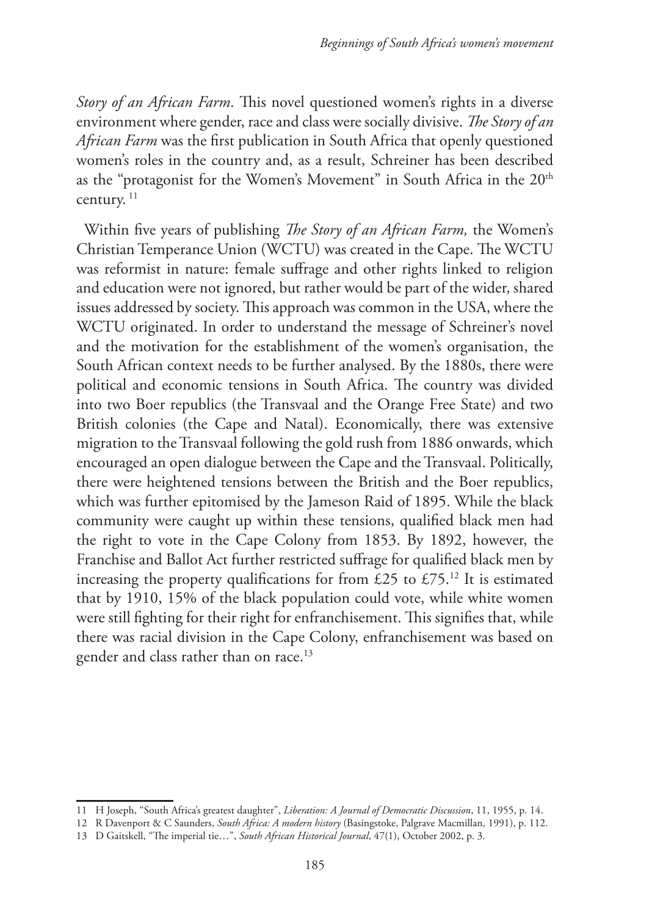*Story of an African Farm*. This novel questioned women's rights in a diverse environment where gender, race and class were socially divisive. *The Story of an African Farm* was the first publication in South Africa that openly questioned women's roles in the country and, as a result, Schreiner has been described as the "protagonist for the Women's Movement" in South Africa in the 20th century.[11]

Within five years of publishing *The Story of an African Farm,* the Women's Christian Temperance Union (WCTU) was created in the Cape. The WCTU was reformist in nature: female suffrage and other rights linked to religion and education were not ignored, but rather would be part of the wider, shared issues addressed by society. This approach was common in the USA, where the WCTU originated. In order to understand the message of Schreiner's novel and the motivation for the establishment of the women's organisation, the South African context needs to be further analysed. By the 1880s, there were political and economic tensions in South Africa. The country was divided into two Boer republics (the Transvaal and the Orange Free State) and two British colonies (the Cape and Natal). Economically, there was extensive migration to the Transvaal following the gold rush from 1886 onwards, which encouraged an open dialogue between the Cape and the Transvaal. Politically, there were heightened tensions between the British and the Boer republics, which was further epitomised by the Jameson Raid of 1895. While the black community were caught up within these tensions, qualified black men had the right to vote in the Cape Colony from 1853. By 1892, however, the Franchise and Ballot Act further restricted suffrage for qualified black men by increasing the property qualifications for from £25 to £75.[12] It is estimated that by 1910, 15% of the black population could vote, while white women were still fighting for their right for enfranchisement. This signifies that, while there was racial division in the Cape Colony, enfranchisement was based on gender and class rather than on race.[13]

---

11 H Joseph, "South Africa's greatest daughter", *Liberation: A Journal of Democratic Discussion*, 11, 1955, p. 14.

12 R Davenport & C Saunders, *South Africa: A modern history* (Basingstoke, Palgrave Macmillan, 1991), p. 112.

13 D Gaitskell, "The imperial tie…", *South African Historical Journal*, 47(1), October 2002, p. 3.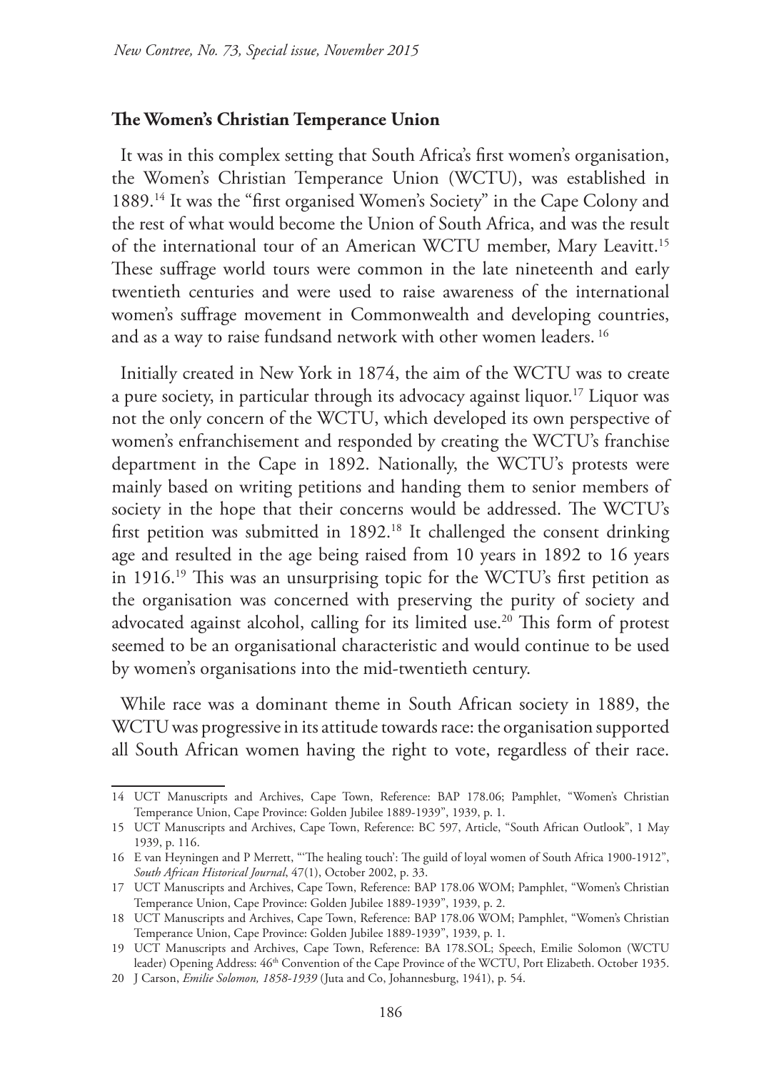## The Women's Christian Temperance Union

It was in this complex setting that South Africa's first women's organisation, the Women's Christian Temperance Union (WCTU), was established in 1889.[14] It was the "first organised Women's Society" in the Cape Colony and the rest of what would become the Union of South Africa, and was the result of the international tour of an American WCTU member, Mary Leavitt.[15] These suffrage world tours were common in the late nineteenth and early twentieth centuries and were used to raise awareness of the international women's suffrage movement in Commonwealth and developing countries, and as a way to raise fundsand network with other women leaders. [16]

Initially created in New York in 1874, the aim of the WCTU was to create a pure society, in particular through its advocacy against liquor.[17] Liquor was not the only concern of the WCTU, which developed its own perspective of women's enfranchisement and responded by creating the WCTU's franchise department in the Cape in 1892. Nationally, the WCTU's protests were mainly based on writing petitions and handing them to senior members of society in the hope that their concerns would be addressed. The WCTU's first petition was submitted in 1892.[18] It challenged the consent drinking age and resulted in the age being raised from 10 years in 1892 to 16 years in 1916.[19] This was an unsurprising topic for the WCTU's first petition as the organisation was concerned with preserving the purity of society and advocated against alcohol, calling for its limited use.[20] This form of protest seemed to be an organisational characteristic and would continue to be used by women's organisations into the mid-twentieth century.

While race was a dominant theme in South African society in 1889, the WCTU was progressive in its attitude towards race: the organisation supported all South African women having the right to vote, regardless of their race.

---

14 UCT Manuscripts and Archives, Cape Town, Reference: BAP 178.06; Pamphlet, "Women's Christian Temperance Union, Cape Province: Golden Jubilee 1889-1939", 1939, p. 1.

15 UCT Manuscripts and Archives, Cape Town, Reference: BC 597, Article, "South African Outlook", 1 May 1939, p. 116.

16 E van Heyningen and P Merrett, "'The healing touch': The guild of loyal women of South Africa 1900-1912", *South African Historical Journal*, 47(1), October 2002, p. 33.

17 UCT Manuscripts and Archives, Cape Town, Reference: BAP 178.06 WOM; Pamphlet, "Women's Christian Temperance Union, Cape Province: Golden Jubilee 1889-1939", 1939, p. 2.

18 UCT Manuscripts and Archives, Cape Town, Reference: BAP 178.06 WOM; Pamphlet, "Women's Christian Temperance Union, Cape Province: Golden Jubilee 1889-1939", 1939, p. 1.

19 UCT Manuscripts and Archives, Cape Town, Reference: BA 178.SOL; Speech, Emilie Solomon (WCTU leader) Opening Address: 46th Convention of the Cape Province of the WCTU, Port Elizabeth. October 1935.

20 J Carson, *Emilie Solomon, 1858-1939* (Juta and Co, Johannesburg, 1941), p. 54.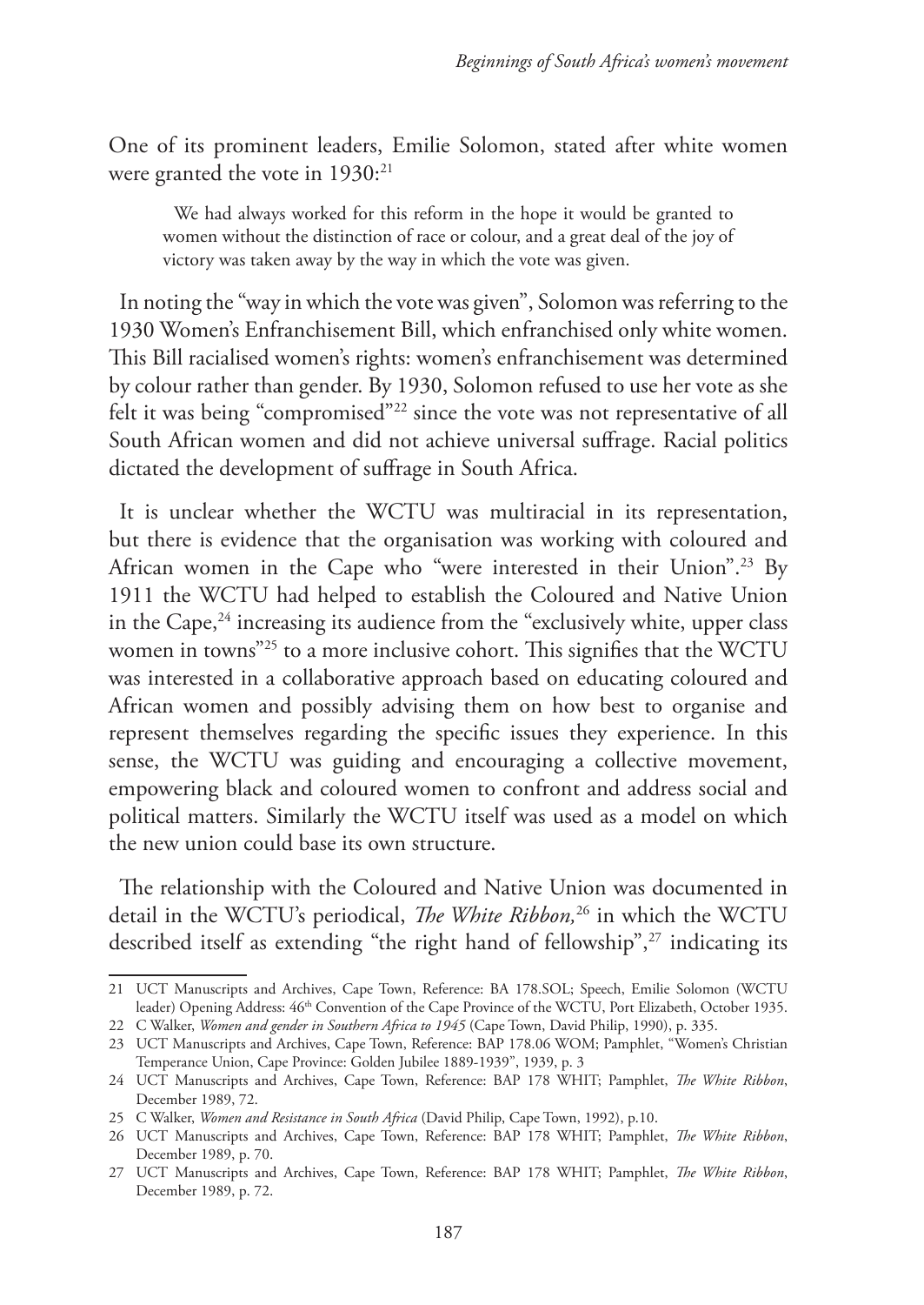One of its prominent leaders, Emilie Solomon, stated after white women were granted the vote in 1930:[21]

> We had always worked for this reform in the hope it would be granted to women without the distinction of race or colour, and a great deal of the joy of victory was taken away by the way in which the vote was given.

In noting the "way in which the vote was given", Solomon was referring to the 1930 Women's Enfranchisement Bill, which enfranchised only white women. This Bill racialised women's rights: women's enfranchisement was determined by colour rather than gender. By 1930, Solomon refused to use her vote as she felt it was being "compromised"[22] since the vote was not representative of all South African women and did not achieve universal suffrage. Racial politics dictated the development of suffrage in South Africa.

It is unclear whether the WCTU was multiracial in its representation, but there is evidence that the organisation was working with coloured and African women in the Cape who "were interested in their Union".[23] By 1911 the WCTU had helped to establish the Coloured and Native Union in the Cape,[24] increasing its audience from the "exclusively white, upper class women in towns"[25] to a more inclusive cohort. This signifies that the WCTU was interested in a collaborative approach based on educating coloured and African women and possibly advising them on how best to organise and represent themselves regarding the specific issues they experience. In this sense, the WCTU was guiding and encouraging a collective movement, empowering black and coloured women to confront and address social and political matters. Similarly the WCTU itself was used as a model on which the new union could base its own structure.

The relationship with the Coloured and Native Union was documented in detail in the WCTU's periodical, *The White Ribbon,*[26] in which the WCTU described itself as extending "the right hand of fellowship",[27] indicating its

---

21 UCT Manuscripts and Archives, Cape Town, Reference: BA 178.SOL; Speech, Emilie Solomon (WCTU leader) Opening Address: 46th Convention of the Cape Province of the WCTU, Port Elizabeth, October 1935.

22 C Walker, *Women and gender in Southern Africa to 1945* (Cape Town, David Philip, 1990), p. 335.

23 UCT Manuscripts and Archives, Cape Town, Reference: BAP 178.06 WOM; Pamphlet, "Women's Christian Temperance Union, Cape Province: Golden Jubilee 1889-1939", 1939, p. 3

24 UCT Manuscripts and Archives, Cape Town, Reference: BAP 178 WHIT; Pamphlet, *The White Ribbon*, December 1989, 72.

25 C Walker, *Women and Resistance in South Africa* (David Philip, Cape Town, 1992), p.10.

26 UCT Manuscripts and Archives, Cape Town, Reference: BAP 178 WHIT; Pamphlet, *The White Ribbon*, December 1989, p. 70.

27 UCT Manuscripts and Archives, Cape Town, Reference: BAP 178 WHIT; Pamphlet, *The White Ribbon*, December 1989, p. 72.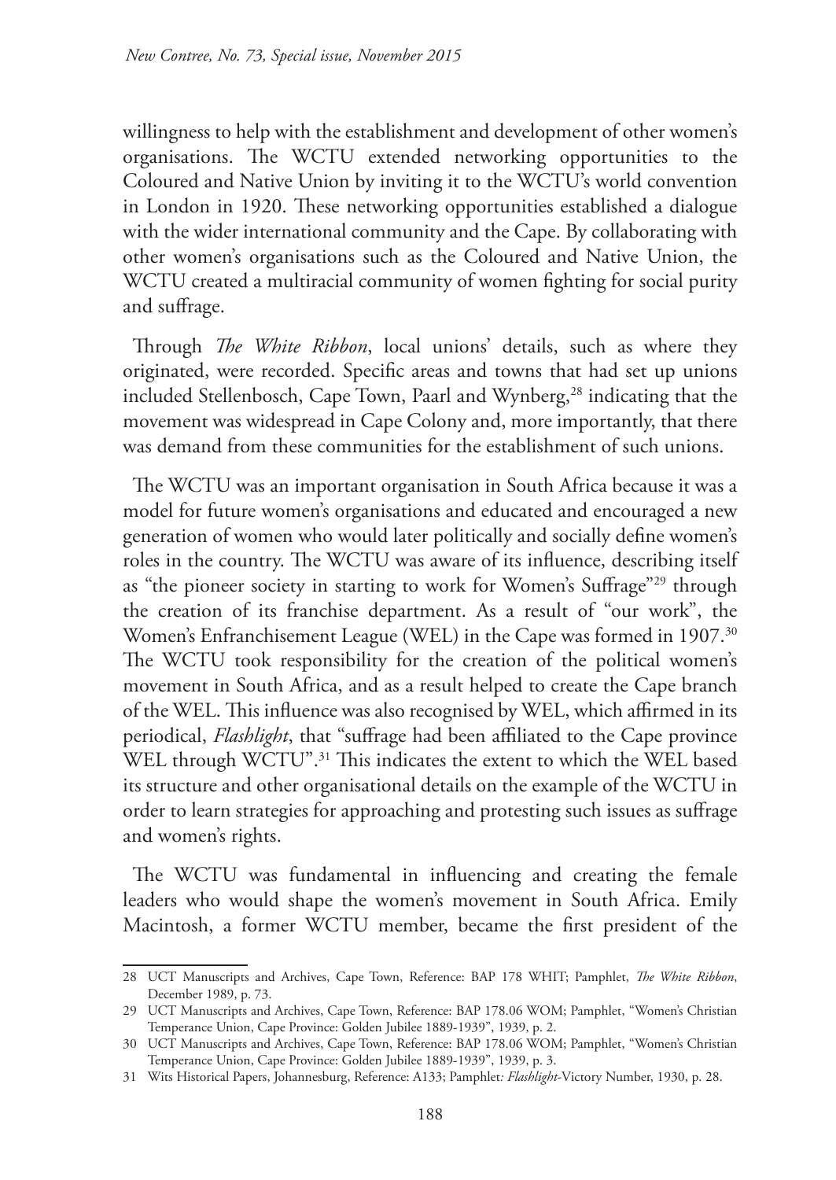willingness to help with the establishment and development of other women's organisations. The WCTU extended networking opportunities to the Coloured and Native Union by inviting it to the WCTU's world convention in London in 1920. These networking opportunities established a dialogue with the wider international community and the Cape. By collaborating with other women's organisations such as the Coloured and Native Union, the WCTU created a multiracial community of women fighting for social purity and suffrage.

Through *The White Ribbon*, local unions' details, such as where they originated, were recorded. Specific areas and towns that had set up unions included Stellenbosch, Cape Town, Paarl and Wynberg,[28] indicating that the movement was widespread in Cape Colony and, more importantly, that there was demand from these communities for the establishment of such unions.

The WCTU was an important organisation in South Africa because it was a model for future women's organisations and educated and encouraged a new generation of women who would later politically and socially define women's roles in the country. The WCTU was aware of its influence, describing itself as "the pioneer society in starting to work for Women's Suffrage"[29] through the creation of its franchise department. As a result of "our work", the Women's Enfranchisement League (WEL) in the Cape was formed in 1907.[30] The WCTU took responsibility for the creation of the political women's movement in South Africa, and as a result helped to create the Cape branch of the WEL. This influence was also recognised by WEL, which affirmed in its periodical, *Flashlight*, that "suffrage had been affiliated to the Cape province WEL through WCTU".[31] This indicates the extent to which the WEL based its structure and other organisational details on the example of the WCTU in order to learn strategies for approaching and protesting such issues as suffrage and women's rights.

The WCTU was fundamental in influencing and creating the female leaders who would shape the women's movement in South Africa. Emily Macintosh, a former WCTU member, became the first president of the

---

28 UCT Manuscripts and Archives, Cape Town, Reference: BAP 178 WHIT; Pamphlet, *The White Ribbon*, December 1989, p. 73.

29 UCT Manuscripts and Archives, Cape Town, Reference: BAP 178.06 WOM; Pamphlet, "Women's Christian Temperance Union, Cape Province: Golden Jubilee 1889-1939", 1939, p. 2.

30 UCT Manuscripts and Archives, Cape Town, Reference: BAP 178.06 WOM; Pamphlet, "Women's Christian Temperance Union, Cape Province: Golden Jubilee 1889-1939", 1939, p. 3.

31 Wits Historical Papers, Johannesburg, Reference: A133; Pamphlet*: Flashlight*-Victory Number, 1930, p. 28.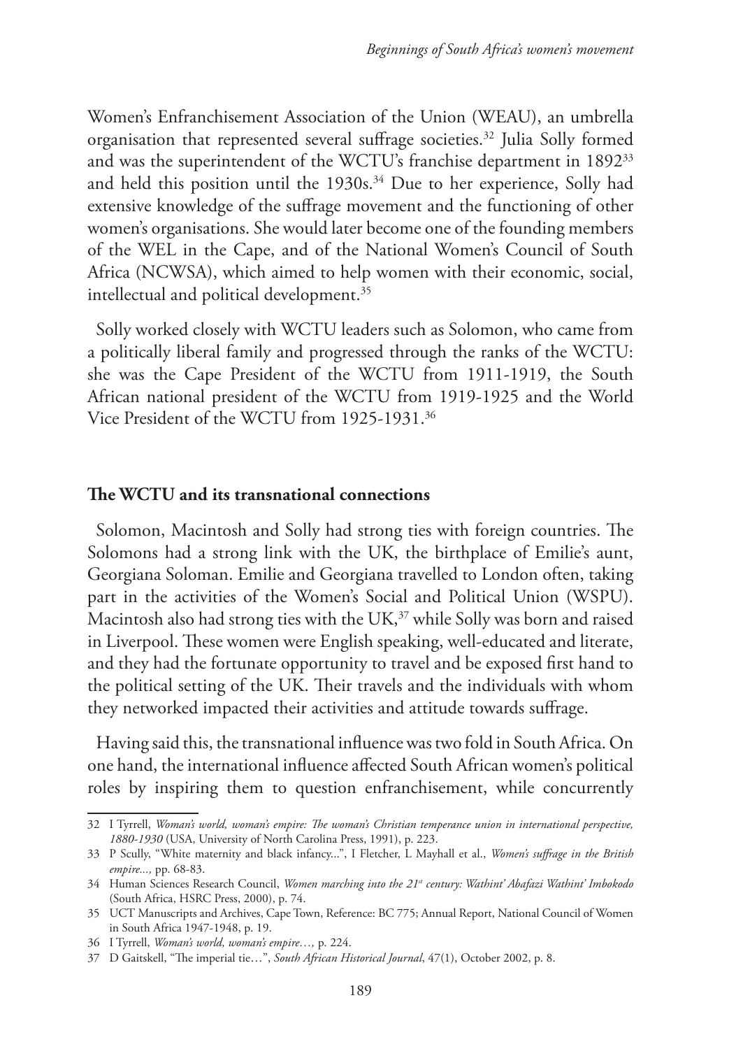Women's Enfranchisement Association of the Union (WEAU), an umbrella organisation that represented several suffrage societies.[32] Julia Solly formed and was the superintendent of the WCTU's franchise department in 1892[33] and held this position until the 1930s.[34] Due to her experience, Solly had extensive knowledge of the suffrage movement and the functioning of other women's organisations. She would later become one of the founding members of the WEL in the Cape, and of the National Women's Council of South Africa (NCWSA), which aimed to help women with their economic, social, intellectual and political development.[35]

Solly worked closely with WCTU leaders such as Solomon, who came from a politically liberal family and progressed through the ranks of the WCTU: she was the Cape President of the WCTU from 1911-1919, the South African national president of the WCTU from 1919-1925 and the World Vice President of the WCTU from 1925-1931.[36]

## The WCTU and its transnational connections

Solomon, Macintosh and Solly had strong ties with foreign countries. The Solomons had a strong link with the UK, the birthplace of Emilie's aunt, Georgiana Soloman. Emilie and Georgiana travelled to London often, taking part in the activities of the Women's Social and Political Union (WSPU). Macintosh also had strong ties with the UK,[37] while Solly was born and raised in Liverpool. These women were English speaking, well-educated and literate, and they had the fortunate opportunity to travel and be exposed first hand to the political setting of the UK. Their travels and the individuals with whom they networked impacted their activities and attitude towards suffrage.

Having said this, the transnational influence was two fold in South Africa. On one hand, the international influence affected South African women's political roles by inspiring them to question enfranchisement, while concurrently

---

32 I Tyrrell, *Woman's world, woman's empire: The woman's Christian temperance union in international perspective, 1880-1930* (USA, University of North Carolina Press, 1991), p. 223.

33 P Scully, "White maternity and black infancy...", I Fletcher, L Mayhall et al., *Women's suffrage in the British empire...,* pp. 68-83.

34 Human Sciences Research Council, *Women marching into the 21st century: Wathint' Abafazi Wathint' Imbokodo* (South Africa, HSRC Press, 2000), p. 74.

35 UCT Manuscripts and Archives, Cape Town, Reference: BC 775; Annual Report, National Council of Women in South Africa 1947-1948, p. 19.

36 I Tyrrell, *Woman's world, woman's empire…,* p. 224.

37 D Gaitskell, "The imperial tie…", *South African Historical Journal*, 47(1), October 2002, p. 8.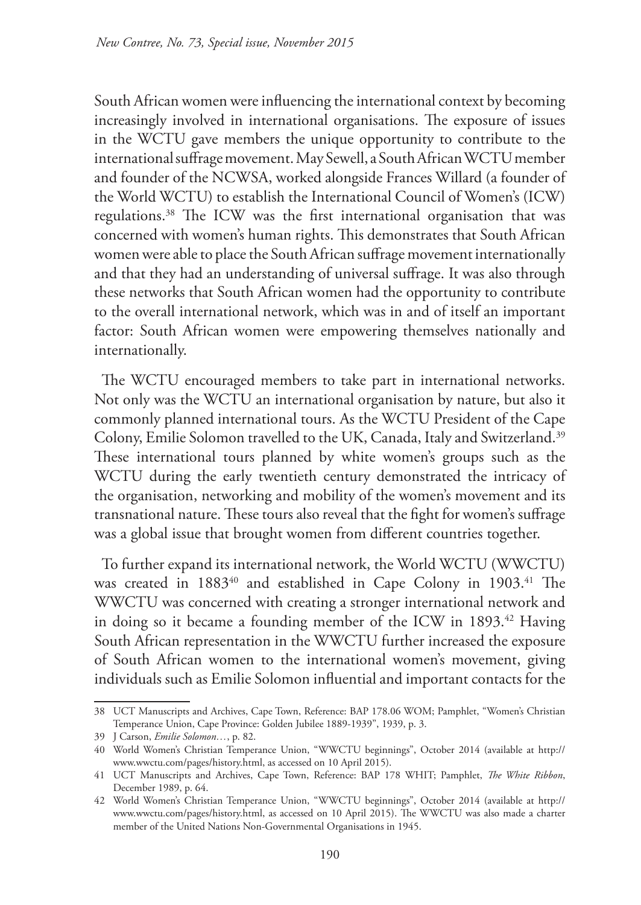South African women were influencing the international context by becoming increasingly involved in international organisations. The exposure of issues in the WCTU gave members the unique opportunity to contribute to the international suffrage movement. May Sewell, a South African WCTU member and founder of the NCWSA, worked alongside Frances Willard (a founder of the World WCTU) to establish the International Council of Women's (ICW) regulations.[38] The ICW was the first international organisation that was concerned with women's human rights. This demonstrates that South African women were able to place the South African suffrage movement internationally and that they had an understanding of universal suffrage. It was also through these networks that South African women had the opportunity to contribute to the overall international network, which was in and of itself an important factor: South African women were empowering themselves nationally and internationally.

The WCTU encouraged members to take part in international networks. Not only was the WCTU an international organisation by nature, but also it commonly planned international tours. As the WCTU President of the Cape Colony, Emilie Solomon travelled to the UK, Canada, Italy and Switzerland.[39] These international tours planned by white women's groups such as the WCTU during the early twentieth century demonstrated the intricacy of the organisation, networking and mobility of the women's movement and its transnational nature. These tours also reveal that the fight for women's suffrage was a global issue that brought women from different countries together.

To further expand its international network, the World WCTU (WWCTU) was created in 1883[40] and established in Cape Colony in 1903.[41] The WWCTU was concerned with creating a stronger international network and in doing so it became a founding member of the ICW in 1893.[42] Having South African representation in the WWCTU further increased the exposure of South African women to the international women's movement, giving individuals such as Emilie Solomon influential and important contacts for the

---

38 UCT Manuscripts and Archives, Cape Town, Reference: BAP 178.06 WOM; Pamphlet, "Women's Christian Temperance Union, Cape Province: Golden Jubilee 1889-1939", 1939, p. 3.

39 J Carson, *Emilie Solomon…*, p. 82.

40 World Women's Christian Temperance Union, "WWCTU beginnings", October 2014 (available at http://www.wwctu.com/pages/history.html, as accessed on 10 April 2015).

41 UCT Manuscripts and Archives, Cape Town, Reference: BAP 178 WHIT; Pamphlet, *The White Ribbon*, December 1989, p. 64.

42 World Women's Christian Temperance Union, "WWCTU beginnings", October 2014 (available at http://www.wwctu.com/pages/history.html, as accessed on 10 April 2015). The WWCTU was also made a charter member of the United Nations Non-Governmental Organisations in 1945.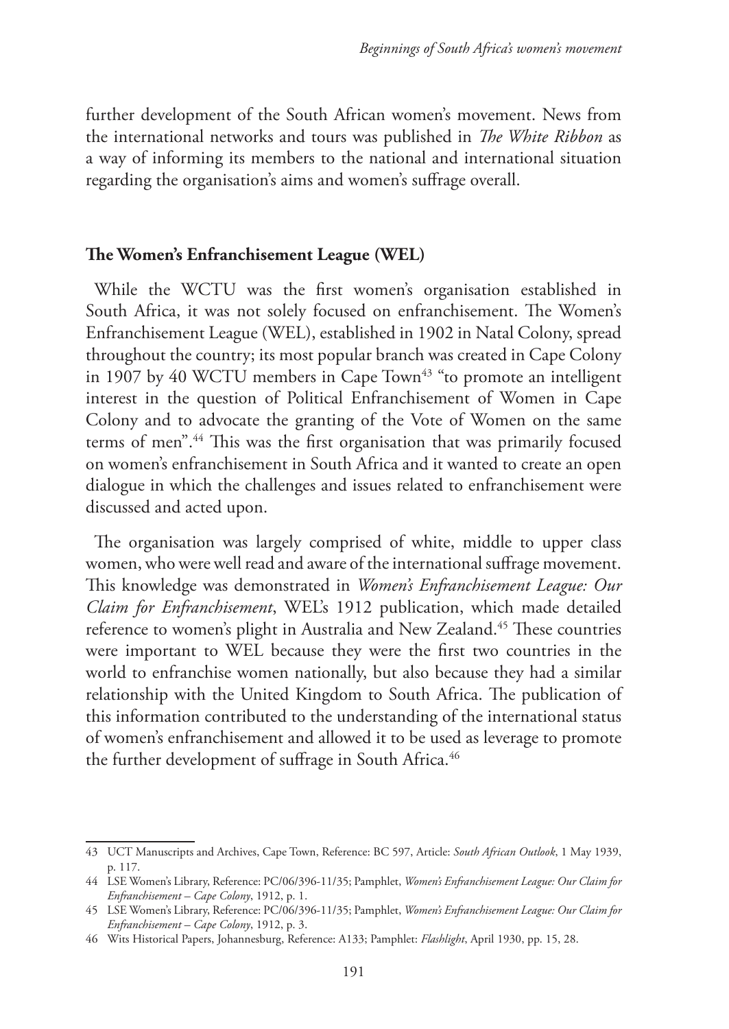further development of the South African women's movement. News from the international networks and tours was published in *The White Ribbon* as a way of informing its members to the national and international situation regarding the organisation's aims and women's suffrage overall.

## The Women's Enfranchisement League (WEL)

While the WCTU was the first women's organisation established in South Africa, it was not solely focused on enfranchisement. The Women's Enfranchisement League (WEL), established in 1902 in Natal Colony, spread throughout the country; its most popular branch was created in Cape Colony in 1907 by 40 WCTU members in Cape Town[43] "to promote an intelligent interest in the question of Political Enfranchisement of Women in Cape Colony and to advocate the granting of the Vote of Women on the same terms of men".[44] This was the first organisation that was primarily focused on women's enfranchisement in South Africa and it wanted to create an open dialogue in which the challenges and issues related to enfranchisement were discussed and acted upon.

The organisation was largely comprised of white, middle to upper class women, who were well read and aware of the international suffrage movement. This knowledge was demonstrated in *Women's Enfranchisement League: Our Claim for Enfranchisement*, WEL's 1912 publication, which made detailed reference to women's plight in Australia and New Zealand.[45] These countries were important to WEL because they were the first two countries in the world to enfranchise women nationally, but also because they had a similar relationship with the United Kingdom to South Africa. The publication of this information contributed to the understanding of the international status of women's enfranchisement and allowed it to be used as leverage to promote the further development of suffrage in South Africa.[46]

---

43 UCT Manuscripts and Archives, Cape Town, Reference: BC 597, Article: *South African Outlook*, 1 May 1939, p. 117.

44 LSE Women's Library, Reference: PC/06/396-11/35; Pamphlet, *Women's Enfranchisement League: Our Claim for Enfranchisement – Cape Colony*, 1912, p. 1.

45 LSE Women's Library, Reference: PC/06/396-11/35; Pamphlet, *Women's Enfranchisement League: Our Claim for Enfranchisement – Cape Colony*, 1912, p. 3.

46 Wits Historical Papers, Johannesburg, Reference: A133; Pamphlet: *Flashlight*, April 1930, pp. 15, 28.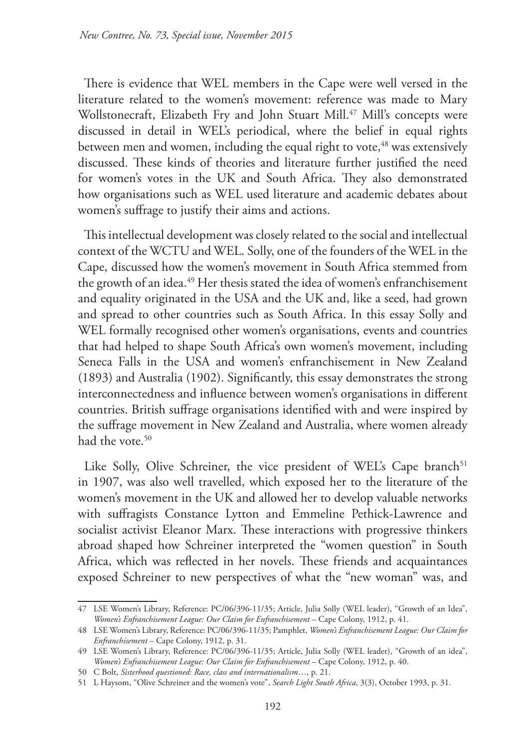There is evidence that WEL members in the Cape were well versed in the literature related to the women's movement: reference was made to Mary Wollstonecraft, Elizabeth Fry and John Stuart Mill.[47] Mill's concepts were discussed in detail in WEL's periodical, where the belief in equal rights between men and women, including the equal right to vote,[48] was extensively discussed. These kinds of theories and literature further justified the need for women's votes in the UK and South Africa. They also demonstrated how organisations such as WEL used literature and academic debates about women's suffrage to justify their aims and actions.

This intellectual development was closely related to the social and intellectual context of the WCTU and WEL. Solly, one of the founders of the WEL in the Cape, discussed how the women's movement in South Africa stemmed from the growth of an idea.[49] Her thesis stated the idea of women's enfranchisement and equality originated in the USA and the UK and, like a seed, had grown and spread to other countries such as South Africa. In this essay Solly and WEL formally recognised other women's organisations, events and countries that had helped to shape South Africa's own women's movement, including Seneca Falls in the USA and women's enfranchisement in New Zealand (1893) and Australia (1902). Significantly, this essay demonstrates the strong interconnectedness and influence between women's organisations in different countries. British suffrage organisations identified with and were inspired by the suffrage movement in New Zealand and Australia, where women already had the vote.[50]

Like Solly, Olive Schreiner, the vice president of WEL's Cape branch[51] in 1907, was also well travelled, which exposed her to the literature of the women's movement in the UK and allowed her to develop valuable networks with suffragists Constance Lytton and Emmeline Pethick-Lawrence and socialist activist Eleanor Marx. These interactions with progressive thinkers abroad shaped how Schreiner interpreted the "women question" in South Africa, which was reflected in her novels. These friends and acquaintances exposed Schreiner to new perspectives of what the "new woman" was, and

---

47 LSE Women's Library, Reference: PC/06/396-11/35; Article, Julia Solly (WEL leader), "Growth of an Idea", *Women's Enfranchisement League: Our Claim for Enfranchisement* – Cape Colony, 1912, p. 41.

48 LSE Women's Library, Reference: PC/06/396-11/35; Pamphlet, *Women's Enfranchisement League: Our Claim for Enfranchisement* – Cape Colony, 1912, p. 31.

49 LSE Women's Library, Reference: PC/06/396-11/35; Article, Julia Solly (WEL leader), "Growth of an idea", *Women's Enfranchisement League: Our Claim for Enfranchisement* – Cape Colony, 1912, p. 40.

50 C Bolt, *Sisterhood questioned: Race, class and internationalism*…, p. 21.

51 L Haysom, "Olive Schreiner and the women's vote", *Search Light South Africa*, 3(3), October 1993, p. 31.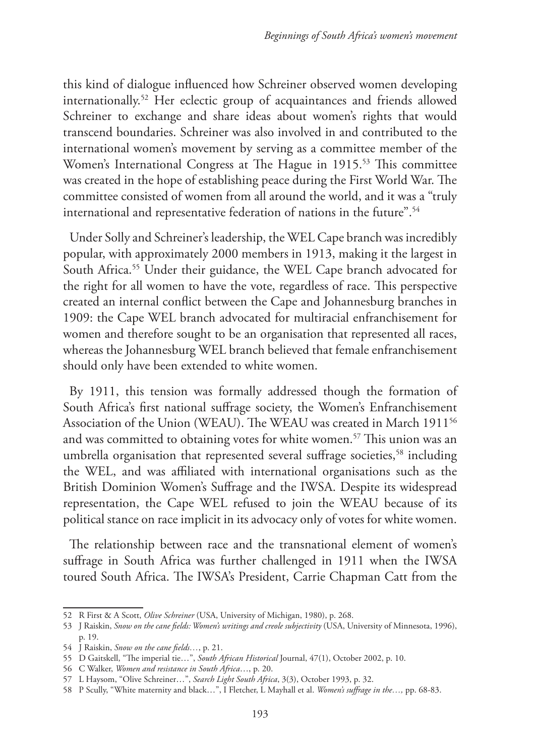this kind of dialogue influenced how Schreiner observed women developing internationally.[52] Her eclectic group of acquaintances and friends allowed Schreiner to exchange and share ideas about women's rights that would transcend boundaries. Schreiner was also involved in and contributed to the international women's movement by serving as a committee member of the Women's International Congress at The Hague in 1915.[53] This committee was created in the hope of establishing peace during the First World War. The committee consisted of women from all around the world, and it was a "truly international and representative federation of nations in the future".[54]

Under Solly and Schreiner's leadership, the WEL Cape branch was incredibly popular, with approximately 2000 members in 1913, making it the largest in South Africa.[55] Under their guidance, the WEL Cape branch advocated for the right for all women to have the vote, regardless of race. This perspective created an internal conflict between the Cape and Johannesburg branches in 1909: the Cape WEL branch advocated for multiracial enfranchisement for women and therefore sought to be an organisation that represented all races, whereas the Johannesburg WEL branch believed that female enfranchisement should only have been extended to white women.

By 1911, this tension was formally addressed though the formation of South Africa's first national suffrage society, the Women's Enfranchisement Association of the Union (WEAU). The WEAU was created in March 1911[56] and was committed to obtaining votes for white women.[57] This union was an umbrella organisation that represented several suffrage societies,[58] including the WEL, and was affiliated with international organisations such as the British Dominion Women's Suffrage and the IWSA. Despite its widespread representation, the Cape WEL refused to join the WEAU because of its political stance on race implicit in its advocacy only of votes for white women.

The relationship between race and the transnational element of women's suffrage in South Africa was further challenged in 1911 when the IWSA toured South Africa. The IWSA's President, Carrie Chapman Catt from the

---

52 R First & A Scott, *Olive Schreiner* (USA, University of Michigan, 1980), p. 268.

53 J Raiskin, *Snow on the cane fields: Women's writings and creole subjectivity* (USA, University of Minnesota, 1996), p. 19.

54 J Raiskin, *Snow on the cane fields…*, p. 21.

55 D Gaitskell, "The imperial tie…", *South African Historical* Journal, 47(1), October 2002, p. 10.

56 C Walker, *Women and resistance in South Africa…*, p. 20.

57 L Haysom, "Olive Schreiner…", *Search Light South Africa*, 3(3), October 1993, p. 32.

58 P Scully, "White maternity and black…", I Fletcher, L Mayhall et al. *Women's suffrage in the…*, pp. 68-83.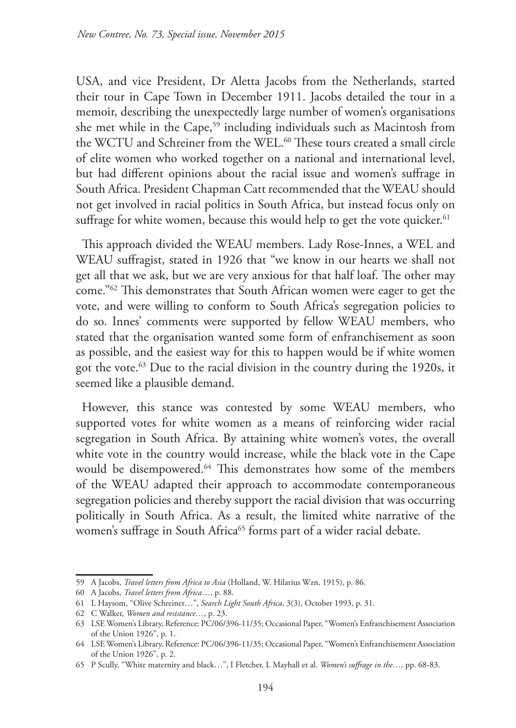USA, and vice President, Dr Aletta Jacobs from the Netherlands, started their tour in Cape Town in December 1911. Jacobs detailed the tour in a memoir, describing the unexpectedly large number of women's organisations she met while in the Cape,[59] including individuals such as Macintosh from the WCTU and Schreiner from the WEL.[60] These tours created a small circle of elite women who worked together on a national and international level, but had different opinions about the racial issue and women's suffrage in South Africa. President Chapman Catt recommended that the WEAU should not get involved in racial politics in South Africa, but instead focus only on suffrage for white women, because this would help to get the vote quicker.[61]

This approach divided the WEAU members. Lady Rose-Innes, a WEL and WEAU suffragist, stated in 1926 that "we know in our hearts we shall not get all that we ask, but we are very anxious for that half loaf. The other may come."[62] This demonstrates that South African women were eager to get the vote, and were willing to conform to South Africa's segregation policies to do so. Innes' comments were supported by fellow WEAU members, who stated that the organisation wanted some form of enfranchisement as soon as possible, and the easiest way for this to happen would be if white women got the vote.[63] Due to the racial division in the country during the 1920s, it seemed like a plausible demand.

However, this stance was contested by some WEAU members, who supported votes for white women as a means of reinforcing wider racial segregation in South Africa. By attaining white women's votes, the overall white vote in the country would increase, while the black vote in the Cape would be disempowered.[64] This demonstrates how some of the members of the WEAU adapted their approach to accommodate contemporaneous segregation policies and thereby support the racial division that was occurring politically in South Africa. As a result, the limited white narrative of the women's suffrage in South Africa[65] forms part of a wider racial debate.

---

59 A Jacobs, *Travel letters from Africa to Asia* (Holland, W. Hilarius Wzn, 1915), p. 86.

60 A Jacobs, *Travel letters from Africa*..., p. 88.

61 L Haysom, "Olive Schreiner…", *Search Light South Africa*, 3(3), October 1993, p. 31.

62 C Walker, *Women and resistance…*, p. 23.

63 LSE Women's Library, Reference: PC/06/396-11/35; Occasional Paper, "Women's Enfranchisement Association of the Union 1926", p. 1.

64 LSE Women's Library, Reference: PC/06/396-11/35; Occasional Paper, "Women's Enfranchisement Association of the Union 1926", p. 2.

65 P Scully, "White maternity and black…", I Fletcher, L Mayhall et al. *Women's suffrage in the…,* pp. 68-83.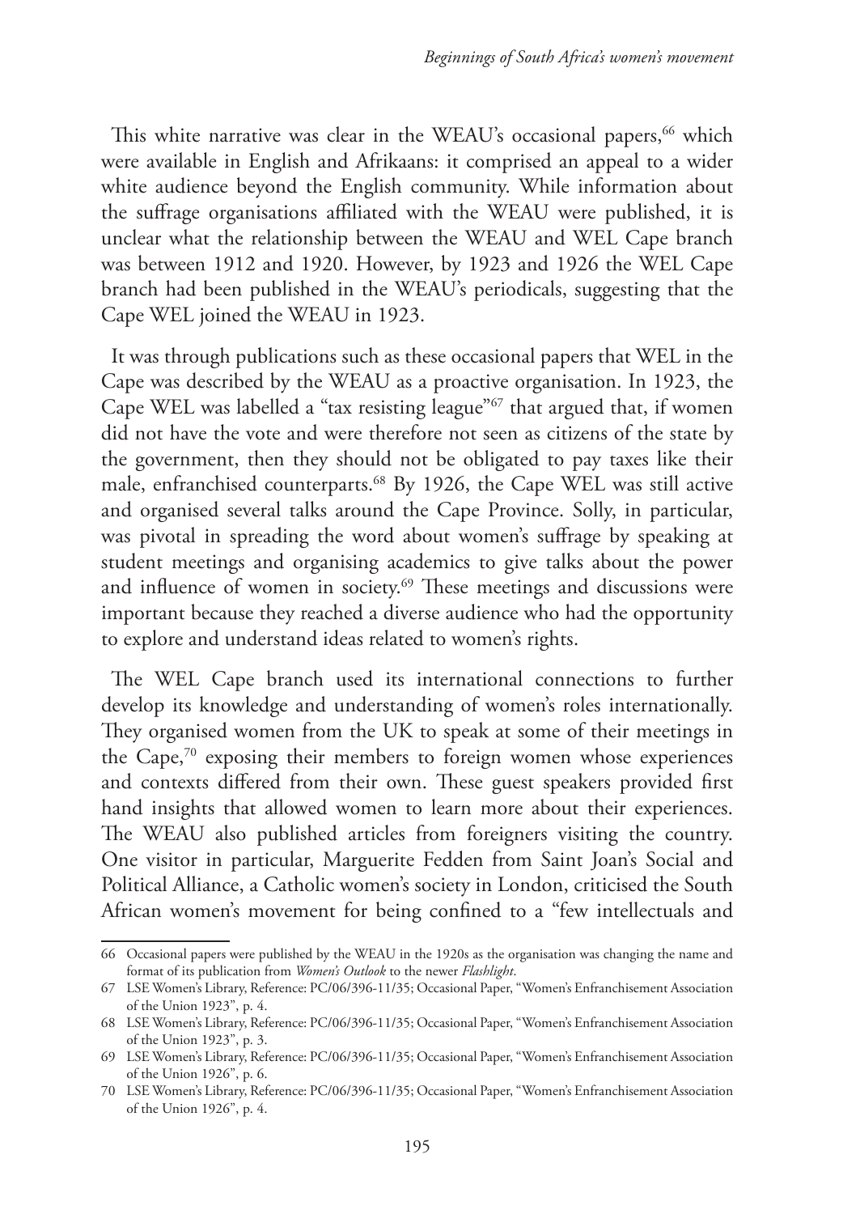This white narrative was clear in the WEAU's occasional papers,[66] which were available in English and Afrikaans: it comprised an appeal to a wider white audience beyond the English community. While information about the suffrage organisations affiliated with the WEAU were published, it is unclear what the relationship between the WEAU and WEL Cape branch was between 1912 and 1920. However, by 1923 and 1926 the WEL Cape branch had been published in the WEAU's periodicals, suggesting that the Cape WEL joined the WEAU in 1923.

It was through publications such as these occasional papers that WEL in the Cape was described by the WEAU as a proactive organisation. In 1923, the Cape WEL was labelled a "tax resisting league"[67] that argued that, if women did not have the vote and were therefore not seen as citizens of the state by the government, then they should not be obligated to pay taxes like their male, enfranchised counterparts.[68] By 1926, the Cape WEL was still active and organised several talks around the Cape Province. Solly, in particular, was pivotal in spreading the word about women's suffrage by speaking at student meetings and organising academics to give talks about the power and influence of women in society.[69] These meetings and discussions were important because they reached a diverse audience who had the opportunity to explore and understand ideas related to women's rights.

The WEL Cape branch used its international connections to further develop its knowledge and understanding of women's roles internationally. They organised women from the UK to speak at some of their meetings in the Cape,[70] exposing their members to foreign women whose experiences and contexts differed from their own. These guest speakers provided first hand insights that allowed women to learn more about their experiences. The WEAU also published articles from foreigners visiting the country. One visitor in particular, Marguerite Fedden from Saint Joan's Social and Political Alliance, a Catholic women's society in London, criticised the South African women's movement for being confined to a "few intellectuals and

---

66 Occasional papers were published by the WEAU in the 1920s as the organisation was changing the name and format of its publication from *Women's Outlook* to the newer *Flashlight*.

67 LSE Women's Library, Reference: PC/06/396-11/35; Occasional Paper, "Women's Enfranchisement Association of the Union 1923", p. 4.

68 LSE Women's Library, Reference: PC/06/396-11/35; Occasional Paper, "Women's Enfranchisement Association of the Union 1923", p. 3.

69 LSE Women's Library, Reference: PC/06/396-11/35; Occasional Paper, "Women's Enfranchisement Association of the Union 1926", p. 6.

70 LSE Women's Library, Reference: PC/06/396-11/35; Occasional Paper, "Women's Enfranchisement Association of the Union 1926", p. 4.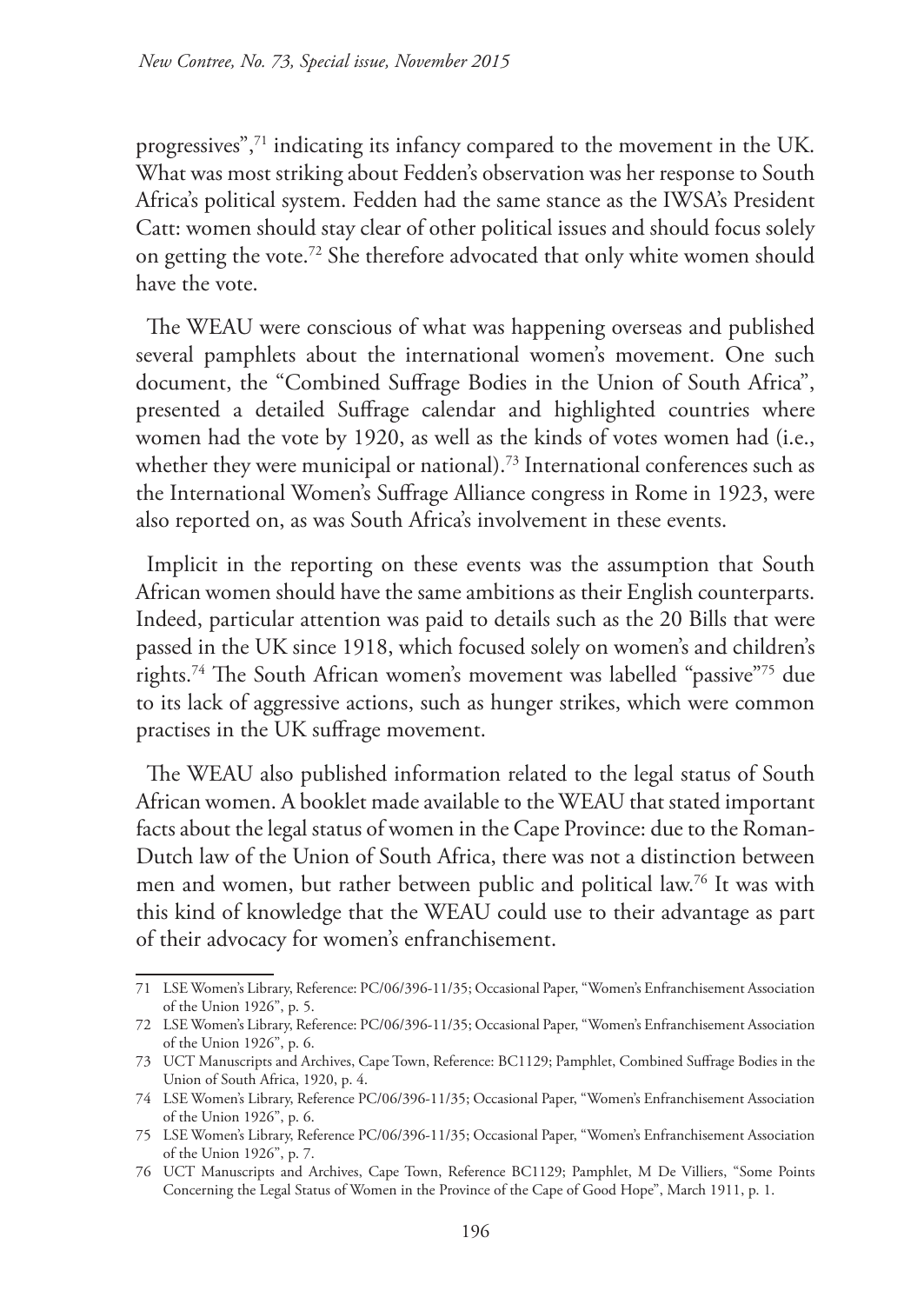progressives",[71] indicating its infancy compared to the movement in the UK. What was most striking about Fedden's observation was her response to South Africa's political system. Fedden had the same stance as the IWSA's President Catt: women should stay clear of other political issues and should focus solely on getting the vote.[72] She therefore advocated that only white women should have the vote.

The WEAU were conscious of what was happening overseas and published several pamphlets about the international women's movement. One such document, the "Combined Suffrage Bodies in the Union of South Africa", presented a detailed Suffrage calendar and highlighted countries where women had the vote by 1920, as well as the kinds of votes women had (i.e., whether they were municipal or national).[73] International conferences such as the International Women's Suffrage Alliance congress in Rome in 1923, were also reported on, as was South Africa's involvement in these events.

Implicit in the reporting on these events was the assumption that South African women should have the same ambitions as their English counterparts. Indeed, particular attention was paid to details such as the 20 Bills that were passed in the UK since 1918, which focused solely on women's and children's rights.[74] The South African women's movement was labelled "passive"[75] due to its lack of aggressive actions, such as hunger strikes, which were common practises in the UK suffrage movement.

The WEAU also published information related to the legal status of South African women. A booklet made available to the WEAU that stated important facts about the legal status of women in the Cape Province: due to the Roman-Dutch law of the Union of South Africa, there was not a distinction between men and women, but rather between public and political law.[76] It was with this kind of knowledge that the WEAU could use to their advantage as part of their advocacy for women's enfranchisement.

---

71 LSE Women's Library, Reference: PC/06/396-11/35; Occasional Paper, "Women's Enfranchisement Association of the Union 1926", p. 5.

72 LSE Women's Library, Reference: PC/06/396-11/35; Occasional Paper, "Women's Enfranchisement Association of the Union 1926", p. 6.

73 UCT Manuscripts and Archives, Cape Town, Reference: BC1129; Pamphlet, Combined Suffrage Bodies in the Union of South Africa, 1920, p. 4.

74 LSE Women's Library, Reference PC/06/396-11/35; Occasional Paper, "Women's Enfranchisement Association of the Union 1926", p. 6.

75 LSE Women's Library, Reference PC/06/396-11/35; Occasional Paper, "Women's Enfranchisement Association of the Union 1926", p. 7.

76 UCT Manuscripts and Archives, Cape Town, Reference BC1129; Pamphlet, M De Villiers, "Some Points Concerning the Legal Status of Women in the Province of the Cape of Good Hope", March 1911, p. 1.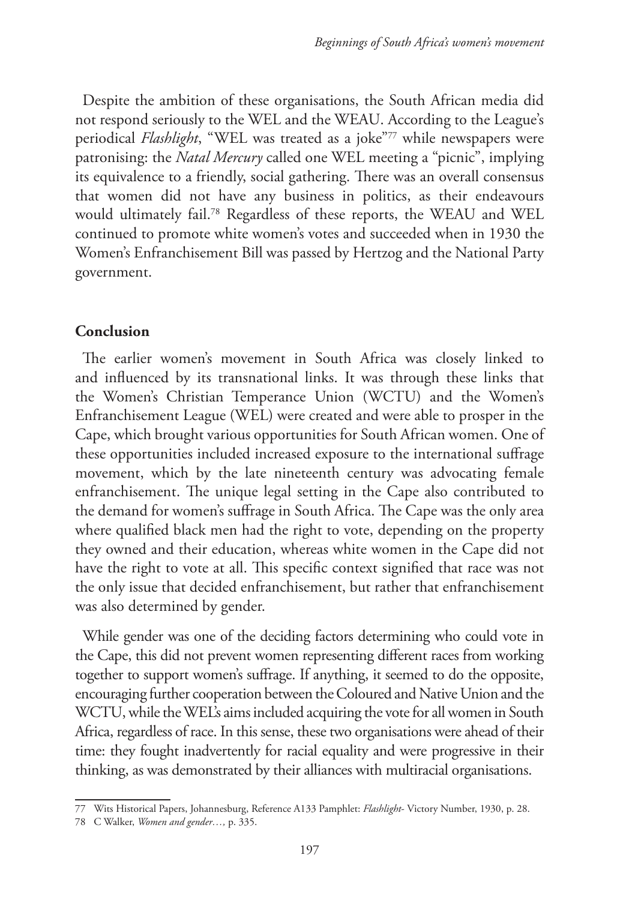Despite the ambition of these organisations, the South African media did not respond seriously to the WEL and the WEAU. According to the League's periodical *Flashlight*, "WEL was treated as a joke"[77] while newspapers were patronising: the *Natal Mercury* called one WEL meeting a "picnic", implying its equivalence to a friendly, social gathering. There was an overall consensus that women did not have any business in politics, as their endeavours would ultimately fail.[78] Regardless of these reports, the WEAU and WEL continued to promote white women's votes and succeeded when in 1930 the Women's Enfranchisement Bill was passed by Hertzog and the National Party government.

## Conclusion

The earlier women's movement in South Africa was closely linked to and influenced by its transnational links. It was through these links that the Women's Christian Temperance Union (WCTU) and the Women's Enfranchisement League (WEL) were created and were able to prosper in the Cape, which brought various opportunities for South African women. One of these opportunities included increased exposure to the international suffrage movement, which by the late nineteenth century was advocating female enfranchisement. The unique legal setting in the Cape also contributed to the demand for women's suffrage in South Africa. The Cape was the only area where qualified black men had the right to vote, depending on the property they owned and their education, whereas white women in the Cape did not have the right to vote at all. This specific context signified that race was not the only issue that decided enfranchisement, but rather that enfranchisement was also determined by gender.

While gender was one of the deciding factors determining who could vote in the Cape, this did not prevent women representing different races from working together to support women's suffrage. If anything, it seemed to do the opposite, encouraging further cooperation between the Coloured and Native Union and the WCTU, while the WEL's aims included acquiring the vote for all women in South Africa, regardless of race. In this sense, these two organisations were ahead of their time: they fought inadvertently for racial equality and were progressive in their thinking, as was demonstrated by their alliances with multiracial organisations.

---

77 Wits Historical Papers, Johannesburg, Reference A133 Pamphlet: *Flashlight*- Victory Number, 1930, p. 28.

78 C Walker, *Women and gender…,* p. 335.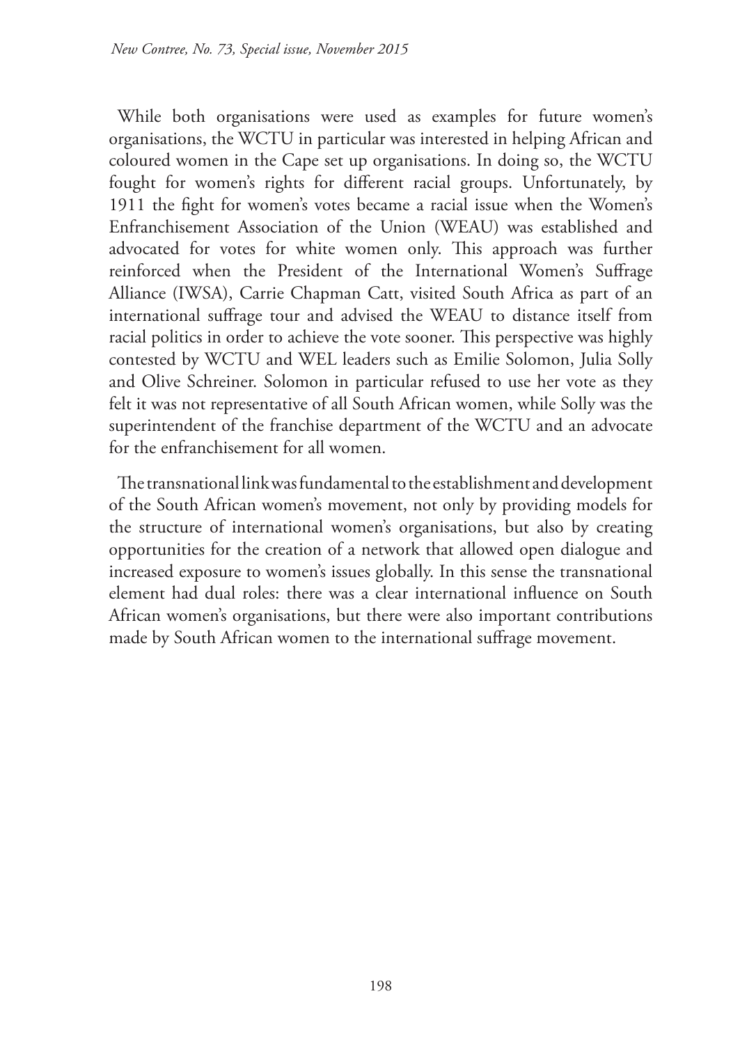While both organisations were used as examples for future women's organisations, the WCTU in particular was interested in helping African and coloured women in the Cape set up organisations. In doing so, the WCTU fought for women's rights for different racial groups. Unfortunately, by 1911 the fight for women's votes became a racial issue when the Women's Enfranchisement Association of the Union (WEAU) was established and advocated for votes for white women only. This approach was further reinforced when the President of the International Women's Suffrage Alliance (IWSA), Carrie Chapman Catt, visited South Africa as part of an international suffrage tour and advised the WEAU to distance itself from racial politics in order to achieve the vote sooner. This perspective was highly contested by WCTU and WEL leaders such as Emilie Solomon, Julia Solly and Olive Schreiner. Solomon in particular refused to use her vote as they felt it was not representative of all South African women, while Solly was the superintendent of the franchise department of the WCTU and an advocate for the enfranchisement for all women.

The transnational link was fundamental to the establishment and development of the South African women's movement, not only by providing models for the structure of international women's organisations, but also by creating opportunities for the creation of a network that allowed open dialogue and increased exposure to women's issues globally. In this sense the transnational element had dual roles: there was a clear international influence on South African women's organisations, but there were also important contributions made by South African women to the international suffrage movement.